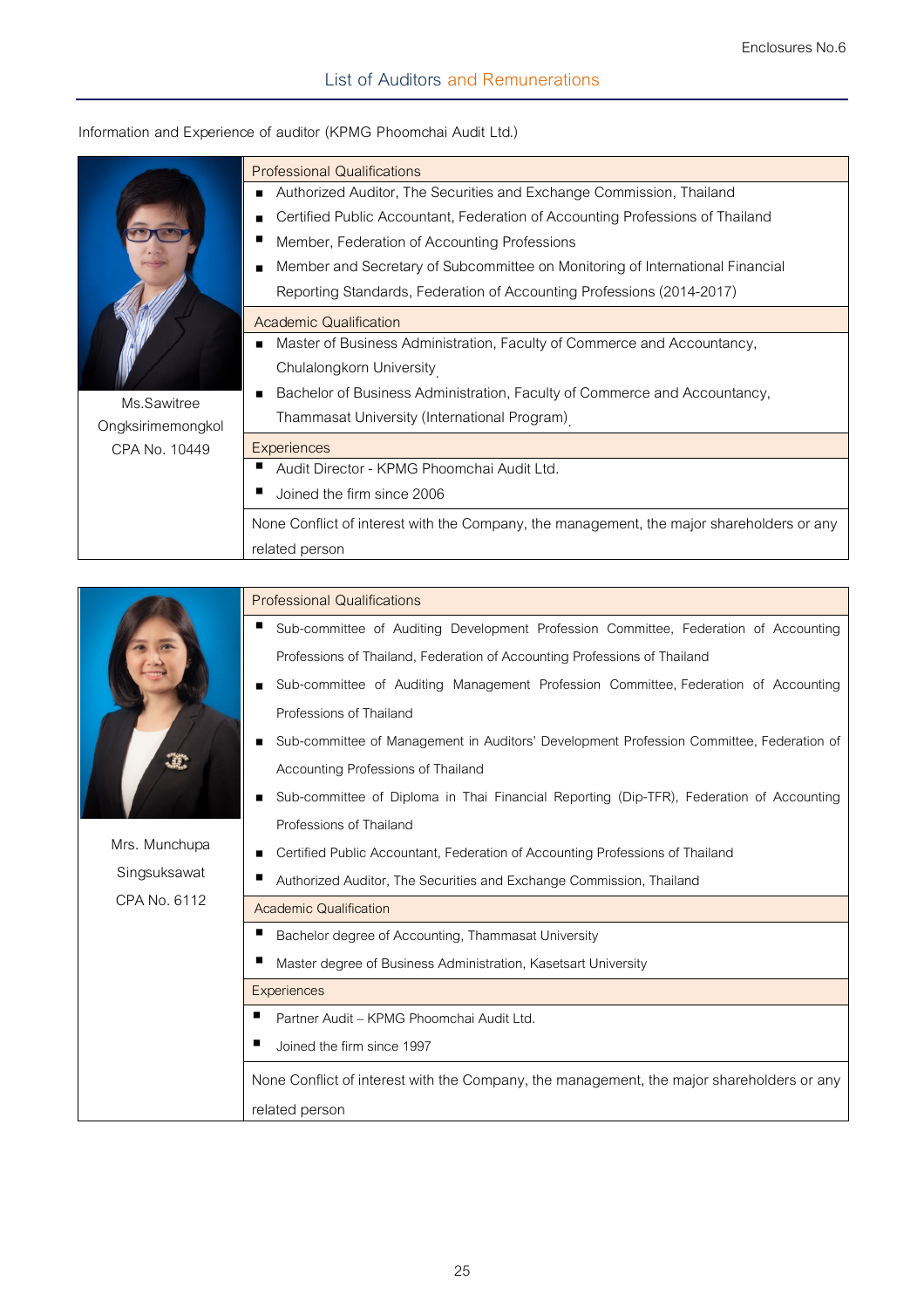Enclosures No.6

## List of Auditors and Remunerations

Information and Experience of auditor (KPMG Phoomchai Audit Ltd.)

**Ms.Sawitree Ongksirimemongkol**
**CPA No. 10449**

**Professional Qualifications**

- Authorized Auditor, The Securities and Exchange Commission, Thailand
- Certified Public Accountant, Federation of Accounting Professions of Thailand
- Member, Federation of Accounting Professions
- Member and Secretary of Subcommittee on Monitoring of International Financial Reporting Standards, Federation of Accounting Professions (2014-2017)

**Academic Qualification**

- Master of Business Administration, Faculty of Commerce and Accountancy, Chulalongkorn University
- Bachelor of Business Administration, Faculty of Commerce and Accountancy, Thammasat University (International Program)

**Experiences**

- Audit Director - KPMG Phoomchai Audit Ltd.
- Joined the firm since 2006

None Conflict of interest with the Company, the management, the major shareholders or any related person

**Mrs. Munchupa Singsuksawat**
**CPA No. 6112**

**Professional Qualifications**

- Sub-committee of Auditing Development Profession Committee, Federation of Accounting Professions of Thailand, Federation of Accounting Professions of Thailand
- Sub-committee of Auditing Management Profession Committee, Federation of Accounting Professions of Thailand
- Sub-committee of Management in Auditors' Development Profession Committee, Federation of Accounting Professions of Thailand
- Sub-committee of Diploma in Thai Financial Reporting (Dip-TFR), Federation of Accounting Professions of Thailand
- Certified Public Accountant, Federation of Accounting Professions of Thailand
- Authorized Auditor, The Securities and Exchange Commission, Thailand

**Academic Qualification**

- Bachelor degree of Accounting, Thammasat University
- Master degree of Business Administration, Kasetsart University

**Experiences**

- Partner Audit – KPMG Phoomchai Audit Ltd.
- Joined the firm since 1997

None Conflict of interest with the Company, the management, the major shareholders or any related person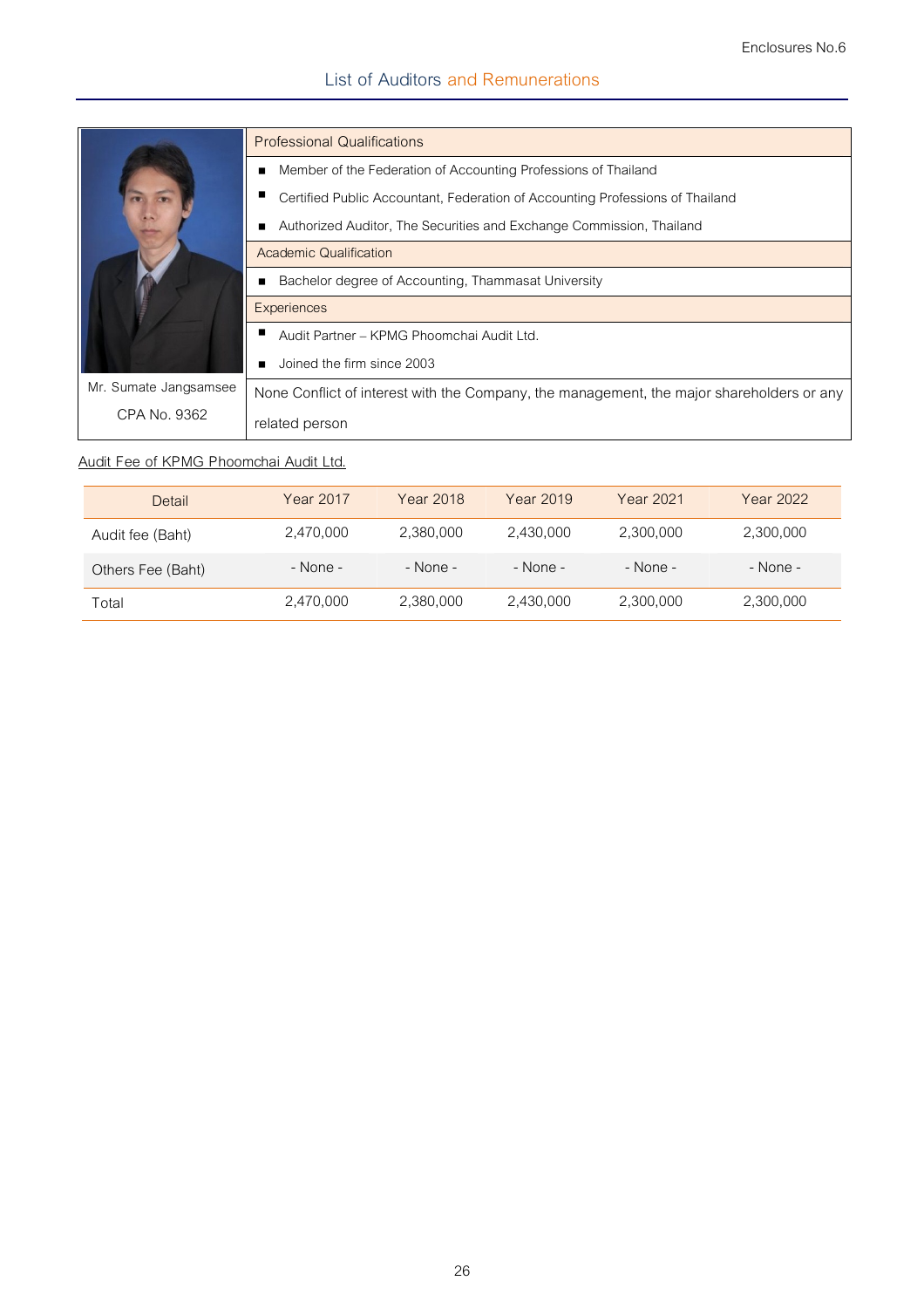Enclosures No.6

## List of Auditors and Remunerations

| | |
|---|---|
| | **Professional Qualifications** |
| | - Member of the Federation of Accounting Professions of Thailand<br>- Certified Public Accountant, Federation of Accounting Professions of Thailand<br>- Authorized Auditor, The Securities and Exchange Commission, Thailand |
| | **Academic Qualification** |
| | - Bachelor degree of Accounting, Thammasat University |
| | **Experiences** |
| | - Audit Partner – KPMG Phoomchai Audit Ltd.<br>- Joined the firm since 2003 |
| Mr. Sumate Jangsamsee<br>CPA No. 9362 | None Conflict of interest with the Company, the management, the major shareholders or any related person |

Audit Fee of KPMG Phoomchai Audit Ltd.

| Detail | Year 2017 | Year 2018 | Year 2019 | Year 2021 | Year 2022 |
|---|---|---|---|---|---|
| Audit fee (Baht) | 2,470,000 | 2,380,000 | 2,430,000 | 2,300,000 | 2,300,000 |
| Others Fee (Baht) | - None - | - None - | - None - | - None - | - None - |
| Total | 2,470,000 | 2,380,000 | 2,430,000 | 2,300,000 | 2,300,000 |